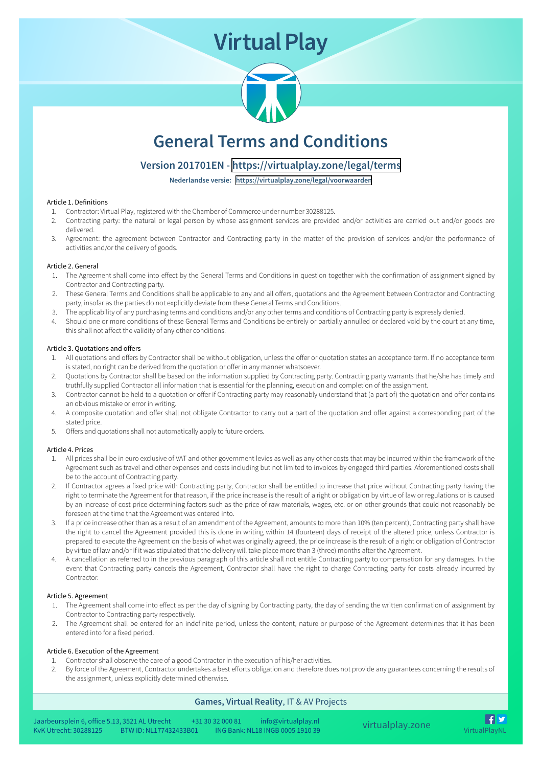# Virtual Play

# General Terms and Conditions

## Version 201701EN - https://virtualplay.zone/legal/terms

**Nederlandse versie:** https://virtualplay.zone/legal/voorwaarden

### Article 1. Definitions

1. Contractor: Virtual Play, registered with the Chamber of Commerce under number 30288125.
2. Contracting party: the natural or legal person by whose assignment services are provided and/or activities are carried out and/or goods are delivered.
3. Agreement: the agreement between Contractor and Contracting party in the matter of the provision of services and/or the performance of activities and/or the delivery of goods.

### Article 2. General

1. The Agreement shall come into effect by the General Terms and Conditions in question together with the confirmation of assignment signed by Contractor and Contracting party.
2. These General Terms and Conditions shall be applicable to any and all offers, quotations and the Agreement between Contractor and Contracting party, insofar as the parties do not explicitly deviate from these General Terms and Conditions.
3. The applicability of any purchasing terms and conditions and/or any other terms and conditions of Contracting party is expressly denied.
4. Should one or more conditions of these General Terms and Conditions be entirely or partially annulled or declared void by the court at any time, this shall not affect the validity of any other conditions.

### Article 3. Quotations and offers

1. All quotations and offers by Contractor shall be without obligation, unless the offer or quotation states an acceptance term. If no acceptance term is stated, no right can be derived from the quotation or offer in any manner whatsoever.
2. Quotations by Contractor shall be based on the information supplied by Contracting party. Contracting party warrants that he/she has timely and truthfully supplied Contractor all information that is essential for the planning, execution and completion of the assignment.
3. Contractor cannot be held to a quotation or offer if Contracting party may reasonably understand that (a part of) the quotation and offer contains an obvious mistake or error in writing.
4. A composite quotation and offer shall not obligate Contractor to carry out a part of the quotation and offer against a corresponding part of the stated price.
5. Offers and quotations shall not automatically apply to future orders.

### Article 4. Prices

1. All prices shall be in euro exclusive of VAT and other government levies as well as any other costs that may be incurred within the framework of the Agreement such as travel and other expenses and costs including but not limited to invoices by engaged third parties. Aforementioned costs shall be to the account of Contracting party.
2. If Contractor agrees a fixed price with Contracting party, Contractor shall be entitled to increase that price without Contracting party having the right to terminate the Agreement for that reason, if the price increase is the result of a right or obligation by virtue of law or regulations or is caused by an increase of cost price determining factors such as the price of raw materials, wages, etc. or on other grounds that could not reasonably be foreseen at the time that the Agreement was entered into.
3. If a price increase other than as a result of an amendment of the Agreement, amounts to more than 10% (ten percent), Contracting party shall have the right to cancel the Agreement provided this is done in writing within 14 (fourteen) days of receipt of the altered price, unless Contractor is prepared to execute the Agreement on the basis of what was originally agreed, the price increase is the result of a right or obligation of Contractor by virtue of law and/or if it was stipulated that the delivery will take place more than 3 (three) months after the Agreement.
4. A cancellation as referred to in the previous paragraph of this article shall not entitle Contracting party to compensation for any damages. In the event that Contracting party cancels the Agreement, Contractor shall have the right to charge Contracting party for costs already incurred by Contractor.

### Article 5. Agreement

1. The Agreement shall come into effect as per the day of signing by Contracting party, the day of sending the written confirmation of assignment by Contractor to Contracting party respectively.
2. The Agreement shall be entered for an indefinite period, unless the content, nature or purpose of the Agreement determines that it has been entered into for a fixed period.

### Article 6. Execution of the Agreement

1. Contractor shall observe the care of a good Contractor in the execution of his/her activities.
2. By force of the Agreement, Contractor undertakes a best efforts obligation and therefore does not provide any guarantees concerning the results of the assignment, unless explicitly determined otherwise.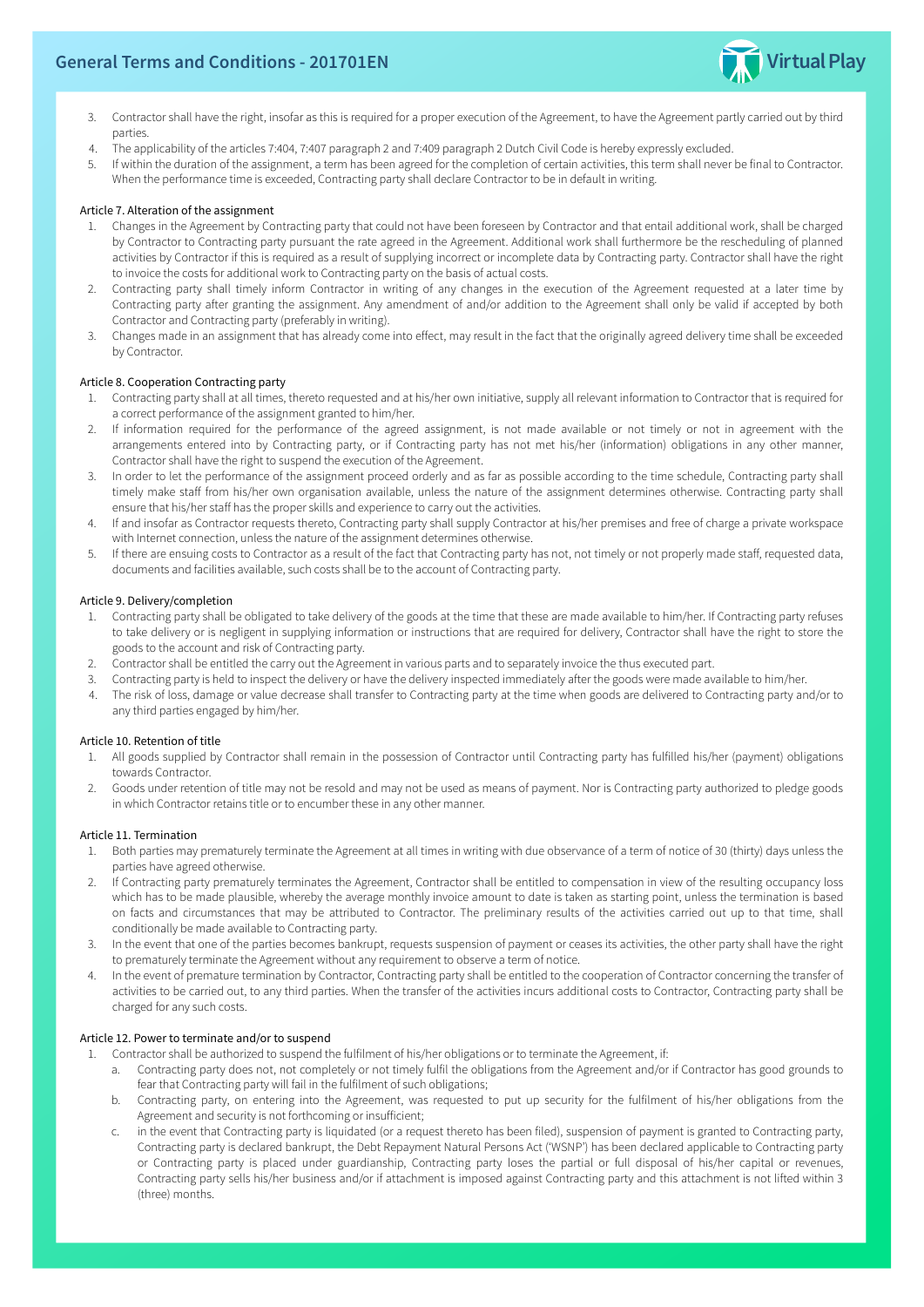3. Contractor shall have the right, insofar as this is required for a proper execution of the Agreement, to have the Agreement partly carried out by third parties.
4. The applicability of the articles 7:404, 7:407 paragraph 2 and 7:409 paragraph 2 Dutch Civil Code is hereby expressly excluded.
5. If within the duration of the assignment, a term has been agreed for the completion of certain activities, this term shall never be final to Contractor. When the performance time is exceeded, Contracting party shall declare Contractor to be in default in writing.

#### Article 7. Alteration of the assignment

1. Changes in the Agreement by Contracting party that could not have been foreseen by Contractor and that entail additional work, shall be charged by Contractor to Contracting party pursuant the rate agreed in the Agreement. Additional work shall furthermore be the rescheduling of planned activities by Contractor if this is required as a result of supplying incorrect or incomplete data by Contracting party. Contractor shall have the right to invoice the costs for additional work to Contracting party on the basis of actual costs.
2. Contracting party shall timely inform Contractor in writing of any changes in the execution of the Agreement requested at a later time by Contracting party after granting the assignment. Any amendment of and/or addition to the Agreement shall only be valid if accepted by both Contractor and Contracting party (preferably in writing).
3. Changes made in an assignment that has already come into effect, may result in the fact that the originally agreed delivery time shall be exceeded by Contractor.

#### Article 8. Cooperation Contracting party

1. Contracting party shall at all times, thereto requested and at his/her own initiative, supply all relevant information to Contractor that is required for a correct performance of the assignment granted to him/her.
2. If information required for the performance of the agreed assignment, is not made available or not timely or not in agreement with the arrangements entered into by Contracting party, or if Contracting party has not met his/her (information) obligations in any other manner, Contractor shall have the right to suspend the execution of the Agreement.
3. In order to let the performance of the assignment proceed orderly and as far as possible according to the time schedule, Contracting party shall timely make staff from his/her own organisation available, unless the nature of the assignment determines otherwise. Contracting party shall ensure that his/her staff has the proper skills and experience to carry out the activities.
4. If and insofar as Contractor requests thereto, Contracting party shall supply Contractor at his/her premises and free of charge a private workspace with Internet connection, unless the nature of the assignment determines otherwise.
5. If there are ensuing costs to Contractor as a result of the fact that Contracting party has not, not timely or not properly made staff, requested data, documents and facilities available, such costs shall be to the account of Contracting party.

#### Article 9. Delivery/completion

1. Contracting party shall be obligated to take delivery of the goods at the time that these are made available to him/her. If Contracting party refuses to take delivery or is negligent in supplying information or instructions that are required for delivery, Contractor shall have the right to store the goods to the account and risk of Contracting party.
2. Contractor shall be entitled the carry out the Agreement in various parts and to separately invoice the thus executed part.
3. Contracting party is held to inspect the delivery or have the delivery inspected immediately after the goods were made available to him/her.
4. The risk of loss, damage or value decrease shall transfer to Contracting party at the time when goods are delivered to Contracting party and/or to any third parties engaged by him/her.

#### Article 10. Retention of title

1. All goods supplied by Contractor shall remain in the possession of Contractor until Contracting party has fulfilled his/her (payment) obligations towards Contractor.
2. Goods under retention of title may not be resold and may not be used as means of payment. Nor is Contracting party authorized to pledge goods in which Contractor retains title or to encumber these in any other manner.

#### Article 11. Termination

1. Both parties may prematurely terminate the Agreement at all times in writing with due observance of a term of notice of 30 (thirty) days unless the parties have agreed otherwise.
2. If Contracting party prematurely terminates the Agreement, Contractor shall be entitled to compensation in view of the resulting occupancy loss which has to be made plausible, whereby the average monthly invoice amount to date is taken as starting point, unless the termination is based on facts and circumstances that may be attributed to Contractor. The preliminary results of the activities carried out up to that time, shall conditionally be made available to Contracting party.
3. In the event that one of the parties becomes bankrupt, requests suspension of payment or ceases its activities, the other party shall have the right to prematurely terminate the Agreement without any requirement to observe a term of notice.
4. In the event of premature termination by Contractor, Contracting party shall be entitled to the cooperation of Contractor concerning the transfer of activities to be carried out, to any third parties. When the transfer of the activities incurs additional costs to Contractor, Contracting party shall be charged for any such costs.

#### Article 12. Power to terminate and/or to suspend

1. Contractor shall be authorized to suspend the fulfilment of his/her obligations or to terminate the Agreement, if:
   a. Contracting party does not, not completely or not timely fulfil the obligations from the Agreement and/or if Contractor has good grounds to fear that Contracting party will fail in the fulfilment of such obligations;
   b. Contracting party, on entering into the Agreement, was requested to put up security for the fulfilment of his/her obligations from the Agreement and security is not forthcoming or insufficient;
   c. in the event that Contracting party is liquidated (or a request thereto has been filed), suspension of payment is granted to Contracting party, Contracting party is declared bankrupt, the Debt Repayment Natural Persons Act ('WSNP') has been declared applicable to Contracting party or Contracting party is placed under guardianship, Contracting party loses the partial or full disposal of his/her capital or revenues, Contracting party sells his/her business and/or if attachment is imposed against Contracting party and this attachment is not lifted within 3 (three) months.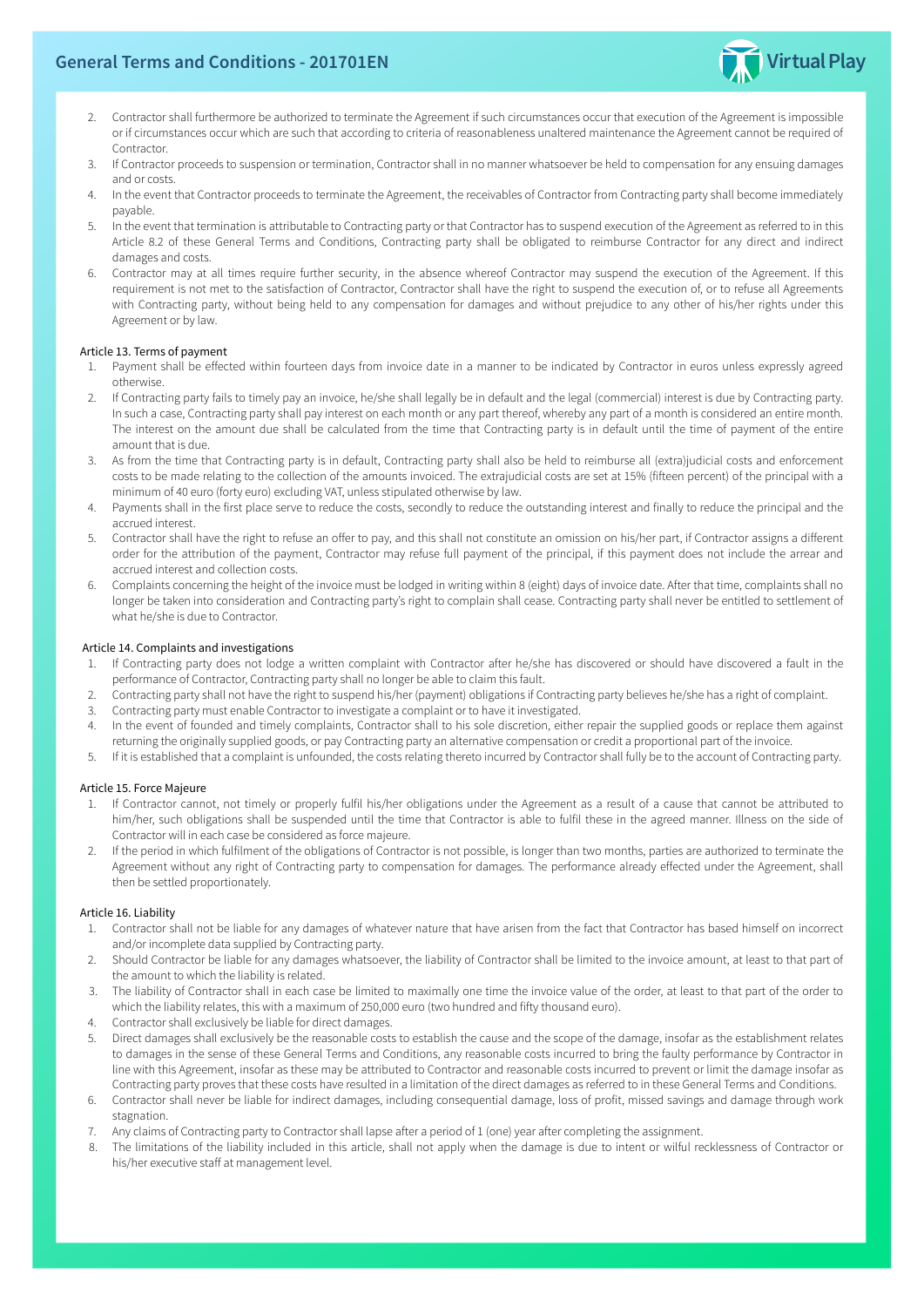2. Contractor shall furthermore be authorized to terminate the Agreement if such circumstances occur that execution of the Agreement is impossible or if circumstances occur which are such that according to criteria of reasonableness unaltered maintenance the Agreement cannot be required of Contractor.
3. If Contractor proceeds to suspension or termination, Contractor shall in no manner whatsoever be held to compensation for any ensuing damages and or costs.
4. In the event that Contractor proceeds to terminate the Agreement, the receivables of Contractor from Contracting party shall become immediately payable.
5. In the event that termination is attributable to Contracting party or that Contractor has to suspend execution of the Agreement as referred to in this Article 8.2 of these General Terms and Conditions, Contracting party shall be obligated to reimburse Contractor for any direct and indirect damages and costs.
6. Contractor may at all times require further security, in the absence whereof Contractor may suspend the execution of the Agreement. If this requirement is not met to the satisfaction of Contractor, Contractor shall have the right to suspend the execution of, or to refuse all Agreements with Contracting party, without being held to any compensation for damages and without prejudice to any other of his/her rights under this Agreement or by law.

### Article 13. Terms of payment

1. Payment shall be effected within fourteen days from invoice date in a manner to be indicated by Contractor in euros unless expressly agreed otherwise.
2. If Contracting party fails to timely pay an invoice, he/she shall legally be in default and the legal (commercial) interest is due by Contracting party. In such a case, Contracting party shall pay interest on each month or any part thereof, whereby any part of a month is considered an entire month. The interest on the amount due shall be calculated from the time that Contracting party is in default until the time of payment of the entire amount that is due.
3. As from the time that Contracting party is in default, Contracting party shall also be held to reimburse all (extra)judicial costs and enforcement costs to be made relating to the collection of the amounts invoiced. The extrajudicial costs are set at 15% (fifteen percent) of the principal with a minimum of 40 euro (forty euro) excluding VAT, unless stipulated otherwise by law.
4. Payments shall in the first place serve to reduce the costs, secondly to reduce the outstanding interest and finally to reduce the principal and the accrued interest.
5. Contractor shall have the right to refuse an offer to pay, and this shall not constitute an omission on his/her part, if Contractor assigns a different order for the attribution of the payment, Contractor may refuse full payment of the principal, if this payment does not include the arrear and accrued interest and collection costs.
6. Complaints concerning the height of the invoice must be lodged in writing within 8 (eight) days of invoice date. After that time, complaints shall no longer be taken into consideration and Contracting party's right to complain shall cease. Contracting party shall never be entitled to settlement of what he/she is due to Contractor.

### Article 14. Complaints and investigations

1. If Contracting party does not lodge a written complaint with Contractor after he/she has discovered or should have discovered a fault in the performance of Contractor, Contracting party shall no longer be able to claim this fault.
2. Contracting party shall not have the right to suspend his/her (payment) obligations if Contracting party believes he/she has a right of complaint.
3. Contracting party must enable Contractor to investigate a complaint or to have it investigated.
4. In the event of founded and timely complaints, Contractor shall to his sole discretion, either repair the supplied goods or replace them against returning the originally supplied goods, or pay Contracting party an alternative compensation or credit a proportional part of the invoice.
5. If it is established that a complaint is unfounded, the costs relating thereto incurred by Contractor shall fully be to the account of Contracting party.

### Article 15. Force Majeure

1. If Contractor cannot, not timely or properly fulfil his/her obligations under the Agreement as a result of a cause that cannot be attributed to him/her, such obligations shall be suspended until the time that Contractor is able to fulfil these in the agreed manner. Illness on the side of Contractor will in each case be considered as force majeure.
2. If the period in which fulfilment of the obligations of Contractor is not possible, is longer than two months, parties are authorized to terminate the Agreement without any right of Contracting party to compensation for damages. The performance already effected under the Agreement, shall then be settled proportionately.

### Article 16. Liability

1. Contractor shall not be liable for any damages of whatever nature that have arisen from the fact that Contractor has based himself on incorrect and/or incomplete data supplied by Contracting party.
2. Should Contractor be liable for any damages whatsoever, the liability of Contractor shall be limited to the invoice amount, at least to that part of the amount to which the liability is related.
3. The liability of Contractor shall in each case be limited to maximally one time the invoice value of the order, at least to that part of the order to which the liability relates, this with a maximum of 250,000 euro (two hundred and fifty thousand euro).
4. Contractor shall exclusively be liable for direct damages.
5. Direct damages shall exclusively be the reasonable costs to establish the cause and the scope of the damage, insofar as the establishment relates to damages in the sense of these General Terms and Conditions, any reasonable costs incurred to bring the faulty performance by Contractor in line with this Agreement, insofar as these may be attributed to Contractor and reasonable costs incurred to prevent or limit the damage insofar as Contracting party proves that these costs have resulted in a limitation of the direct damages as referred to in these General Terms and Conditions.
6. Contractor shall never be liable for indirect damages, including consequential damage, loss of profit, missed savings and damage through work stagnation.
7. Any claims of Contracting party to Contractor shall lapse after a period of 1 (one) year after completing the assignment.
8. The limitations of the liability included in this article, shall not apply when the damage is due to intent or wilful recklessness of Contractor or his/her executive staff at management level.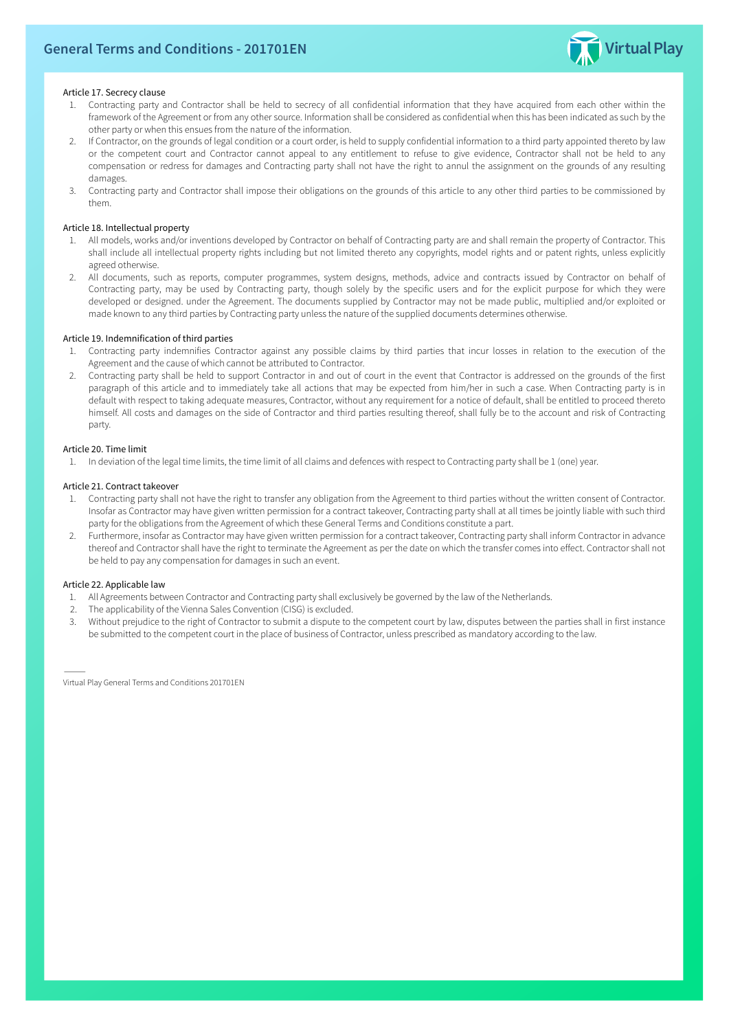### Article 17. Secrecy clause

1. Contracting party and Contractor shall be held to secrecy of all confidential information that they have acquired from each other within the framework of the Agreement or from any other source. Information shall be considered as confidential when this has been indicated as such by the other party or when this ensues from the nature of the information.
2. If Contractor, on the grounds of legal condition or a court order, is held to supply confidential information to a third party appointed thereto by law or the competent court and Contractor cannot appeal to any entitlement to refuse to give evidence, Contractor shall not be held to any compensation or redress for damages and Contracting party shall not have the right to annul the assignment on the grounds of any resulting damages.
3. Contracting party and Contractor shall impose their obligations on the grounds of this article to any other third parties to be commissioned by them.

### Article 18. Intellectual property

1. All models, works and/or inventions developed by Contractor on behalf of Contracting party are and shall remain the property of Contractor. This shall include all intellectual property rights including but not limited thereto any copyrights, model rights and or patent rights, unless explicitly agreed otherwise.
2. All documents, such as reports, computer programmes, system designs, methods, advice and contracts issued by Contractor on behalf of Contracting party, may be used by Contracting party, though solely by the specific users and for the explicit purpose for which they were developed or designed. under the Agreement. The documents supplied by Contractor may not be made public, multiplied and/or exploited or made known to any third parties by Contracting party unless the nature of the supplied documents determines otherwise.

### Article 19. Indemnification of third parties

1. Contracting party indemnifies Contractor against any possible claims by third parties that incur losses in relation to the execution of the Agreement and the cause of which cannot be attributed to Contractor.
2. Contracting party shall be held to support Contractor in and out of court in the event that Contractor is addressed on the grounds of the first paragraph of this article and to immediately take all actions that may be expected from him/her in such a case. When Contracting party is in default with respect to taking adequate measures, Contractor, without any requirement for a notice of default, shall be entitled to proceed thereto himself. All costs and damages on the side of Contractor and third parties resulting thereof, shall fully be to the account and risk of Contracting party.

### Article 20. Time limit

1. In deviation of the legal time limits, the time limit of all claims and defences with respect to Contracting party shall be 1 (one) year.

### Article 21. Contract takeover

1. Contracting party shall not have the right to transfer any obligation from the Agreement to third parties without the written consent of Contractor. Insofar as Contractor may have given written permission for a contract takeover, Contracting party shall at all times be jointly liable with such third party for the obligations from the Agreement of which these General Terms and Conditions constitute a part.
2. Furthermore, insofar as Contractor may have given written permission for a contract takeover, Contracting party shall inform Contractor in advance thereof and Contractor shall have the right to terminate the Agreement as per the date on which the transfer comes into effect. Contractor shall not be held to pay any compensation for damages in such an event.

### Article 22. Applicable law

1. All Agreements between Contractor and Contracting party shall exclusively be governed by the law of the Netherlands.
2. The applicability of the Vienna Sales Convention (CISG) is excluded.
3. Without prejudice to the right of Contractor to submit a dispute to the competent court by law, disputes between the parties shall in first instance be submitted to the competent court in the place of business of Contractor, unless prescribed as mandatory according to the law.